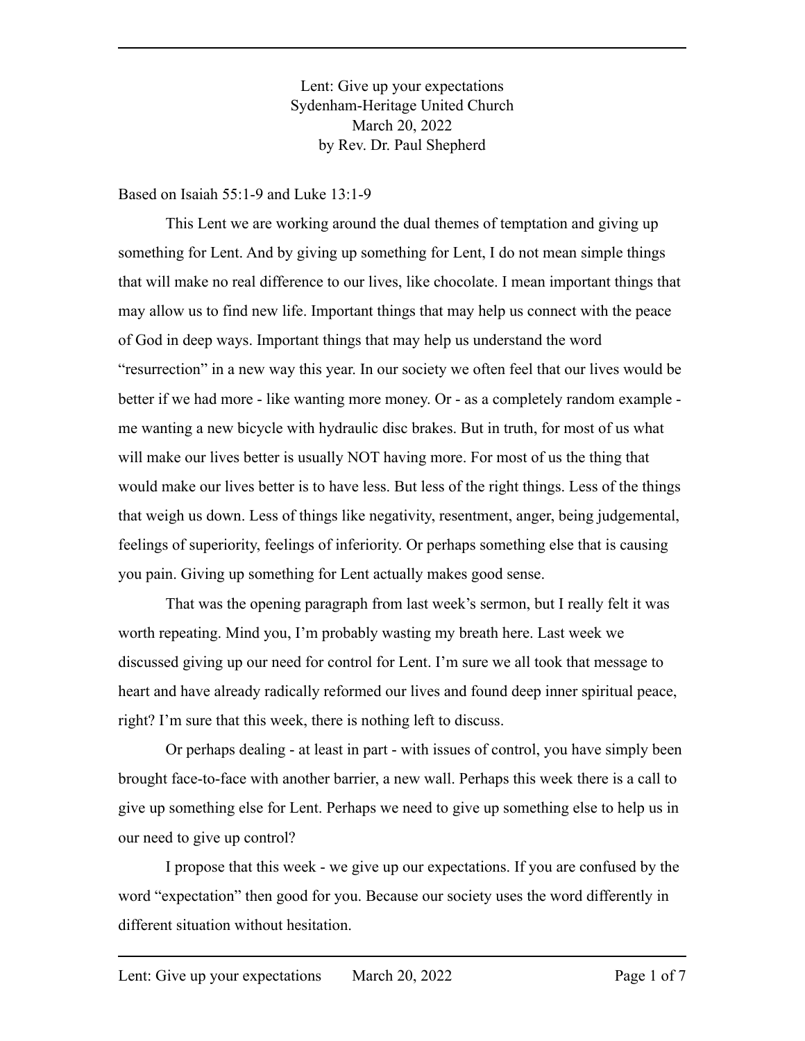# Lent: Give up your expectations

Sydenham-Heritage United Church
March 20, 2022
by Rev. Dr. Paul Shepherd

Based on Isaiah 55:1-9 and Luke 13:1-9

This Lent we are working around the dual themes of temptation and giving up something for Lent. And by giving up something for Lent, I do not mean simple things that will make no real difference to our lives, like chocolate. I mean important things that may allow us to find new life. Important things that may help us connect with the peace of God in deep ways. Important things that may help us understand the word "resurrection" in a new way this year. In our society we often feel that our lives would be better if we had more - like wanting more money. Or - as a completely random example - me wanting a new bicycle with hydraulic disc brakes. But in truth, for most of us what will make our lives better is usually NOT having more. For most of us the thing that would make our lives better is to have less. But less of the right things. Less of the things that weigh us down. Less of things like negativity, resentment, anger, being judgemental, feelings of superiority, feelings of inferiority. Or perhaps something else that is causing you pain. Giving up something for Lent actually makes good sense.

That was the opening paragraph from last week's sermon, but I really felt it was worth repeating. Mind you, I'm probably wasting my breath here. Last week we discussed giving up our need for control for Lent. I'm sure we all took that message to heart and have already radically reformed our lives and found deep inner spiritual peace, right? I'm sure that this week, there is nothing left to discuss.

Or perhaps dealing - at least in part - with issues of control, you have simply been brought face-to-face with another barrier, a new wall. Perhaps this week there is a call to give up something else for Lent. Perhaps we need to give up something else to help us in our need to give up control?

I propose that this week - we give up our expectations. If you are confused by the word "expectation" then good for you. Because our society uses the word differently in different situation without hesitation.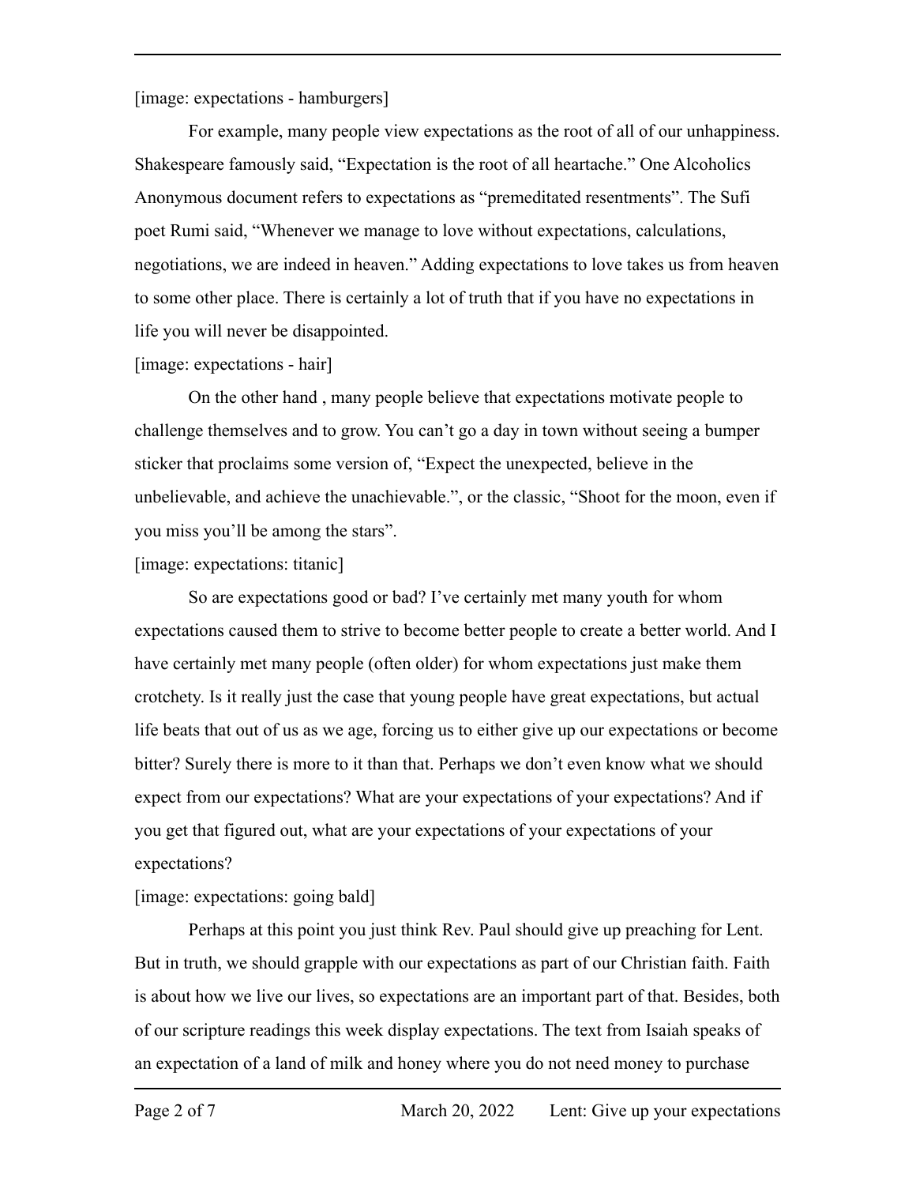[image: expectations - hamburgers]

For example, many people view expectations as the root of all of our unhappiness. Shakespeare famously said, “Expectation is the root of all heartache.” One Alcoholics Anonymous document refers to expectations as “premeditated resentments”. The Sufi poet Rumi said, “Whenever we manage to love without expectations, calculations, negotiations, we are indeed in heaven.” Adding expectations to love takes us from heaven to some other place. There is certainly a lot of truth that if you have no expectations in life you will never be disappointed.

[image: expectations - hair]

On the other hand , many people believe that expectations motivate people to challenge themselves and to grow. You can’t go a day in town without seeing a bumper sticker that proclaims some version of, “Expect the unexpected, believe in the unbelievable, and achieve the unachievable.”, or the classic, “Shoot for the moon, even if you miss you’ll be among the stars”.

[image: expectations: titanic]

So are expectations good or bad? I’ve certainly met many youth for whom expectations caused them to strive to become better people to create a better world. And I have certainly met many people (often older) for whom expectations just make them crotchety. Is it really just the case that young people have great expectations, but actual life beats that out of us as we age, forcing us to either give up our expectations or become bitter? Surely there is more to it than that. Perhaps we don’t even know what we should expect from our expectations? What are your expectations of your expectations? And if you get that figured out, what are your expectations of your expectations of your expectations?

[image: expectations: going bald]

Perhaps at this point you just think Rev. Paul should give up preaching for Lent. But in truth, we should grapple with our expectations as part of our Christian faith. Faith is about how we live our lives, so expectations are an important part of that. Besides, both of our scripture readings this week display expectations. The text from Isaiah speaks of an expectation of a land of milk and honey where you do not need money to purchase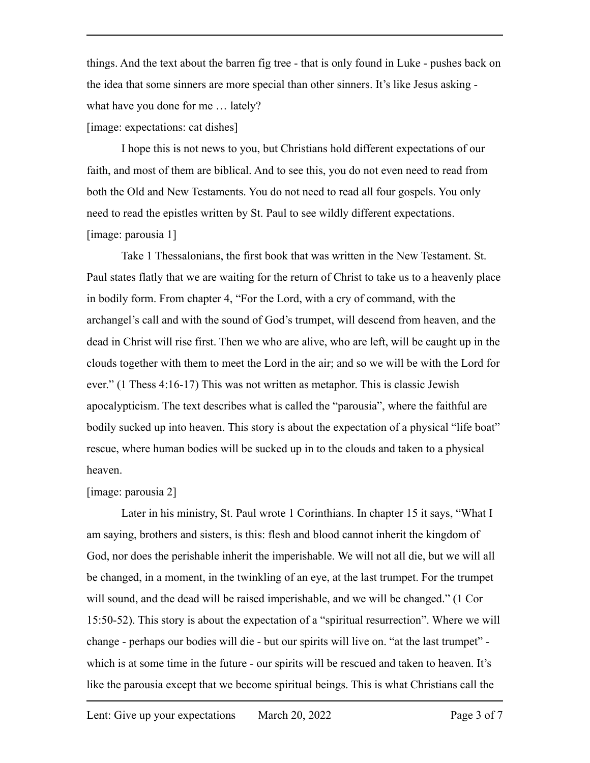things. And the text about the barren fig tree - that is only found in Luke - pushes back on the idea that some sinners are more special than other sinners. It's like Jesus asking - what have you done for me … lately?

[image: expectations: cat dishes]

I hope this is not news to you, but Christians hold different expectations of our faith, and most of them are biblical. And to see this, you do not even need to read from both the Old and New Testaments. You do not need to read all four gospels. You only need to read the epistles written by St. Paul to see wildly different expectations.

[image: parousia 1]

Take 1 Thessalonians, the first book that was written in the New Testament. St. Paul states flatly that we are waiting for the return of Christ to take us to a heavenly place in bodily form. From chapter 4, "For the Lord, with a cry of command, with the archangel's call and with the sound of God's trumpet, will descend from heaven, and the dead in Christ will rise first. Then we who are alive, who are left, will be caught up in the clouds together with them to meet the Lord in the air; and so we will be with the Lord for ever." (1 Thess 4:16-17) This was not written as metaphor. This is classic Jewish apocalypticism. The text describes what is called the "parousia", where the faithful are bodily sucked up into heaven. This story is about the expectation of a physical "life boat" rescue, where human bodies will be sucked up in to the clouds and taken to a physical heaven.

[image: parousia 2]

Later in his ministry, St. Paul wrote 1 Corinthians. In chapter 15 it says, "What I am saying, brothers and sisters, is this: flesh and blood cannot inherit the kingdom of God, nor does the perishable inherit the imperishable. We will not all die, but we will all be changed, in a moment, in the twinkling of an eye, at the last trumpet. For the trumpet will sound, and the dead will be raised imperishable, and we will be changed." (1 Cor 15:50-52). This story is about the expectation of a "spiritual resurrection". Where we will change - perhaps our bodies will die - but our spirits will live on. "at the last trumpet" - which is at some time in the future - our spirits will be rescued and taken to heaven. It's like the parousia except that we become spiritual beings. This is what Christians call the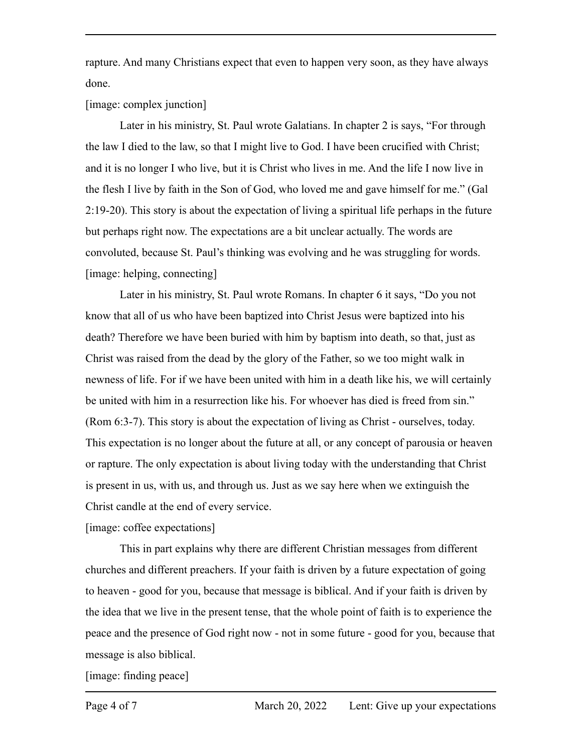rapture. And many Christians expect that even to happen very soon, as they have always done.

[image: complex junction]

Later in his ministry, St. Paul wrote Galatians. In chapter 2 is says, "For through the law I died to the law, so that I might live to God. I have been crucified with Christ; and it is no longer I who live, but it is Christ who lives in me. And the life I now live in the flesh I live by faith in the Son of God, who loved me and gave himself for me." (Gal 2:19-20). This story is about the expectation of living a spiritual life perhaps in the future but perhaps right now. The expectations are a bit unclear actually. The words are convoluted, because St. Paul's thinking was evolving and he was struggling for words.

[image: helping, connecting]

Later in his ministry, St. Paul wrote Romans. In chapter 6 it says, "Do you not know that all of us who have been baptized into Christ Jesus were baptized into his death? Therefore we have been buried with him by baptism into death, so that, just as Christ was raised from the dead by the glory of the Father, so we too might walk in newness of life. For if we have been united with him in a death like his, we will certainly be united with him in a resurrection like his. For whoever has died is freed from sin." (Rom 6:3-7). This story is about the expectation of living as Christ - ourselves, today. This expectation is no longer about the future at all, or any concept of parousia or heaven or rapture. The only expectation is about living today with the understanding that Christ is present in us, with us, and through us. Just as we say here when we extinguish the Christ candle at the end of every service.

[image: coffee expectations]

This in part explains why there are different Christian messages from different churches and different preachers. If your faith is driven by a future expectation of going to heaven - good for you, because that message is biblical. And if your faith is driven by the idea that we live in the present tense, that the whole point of faith is to experience the peace and the presence of God right now - not in some future - good for you, because that message is also biblical.

[image: finding peace]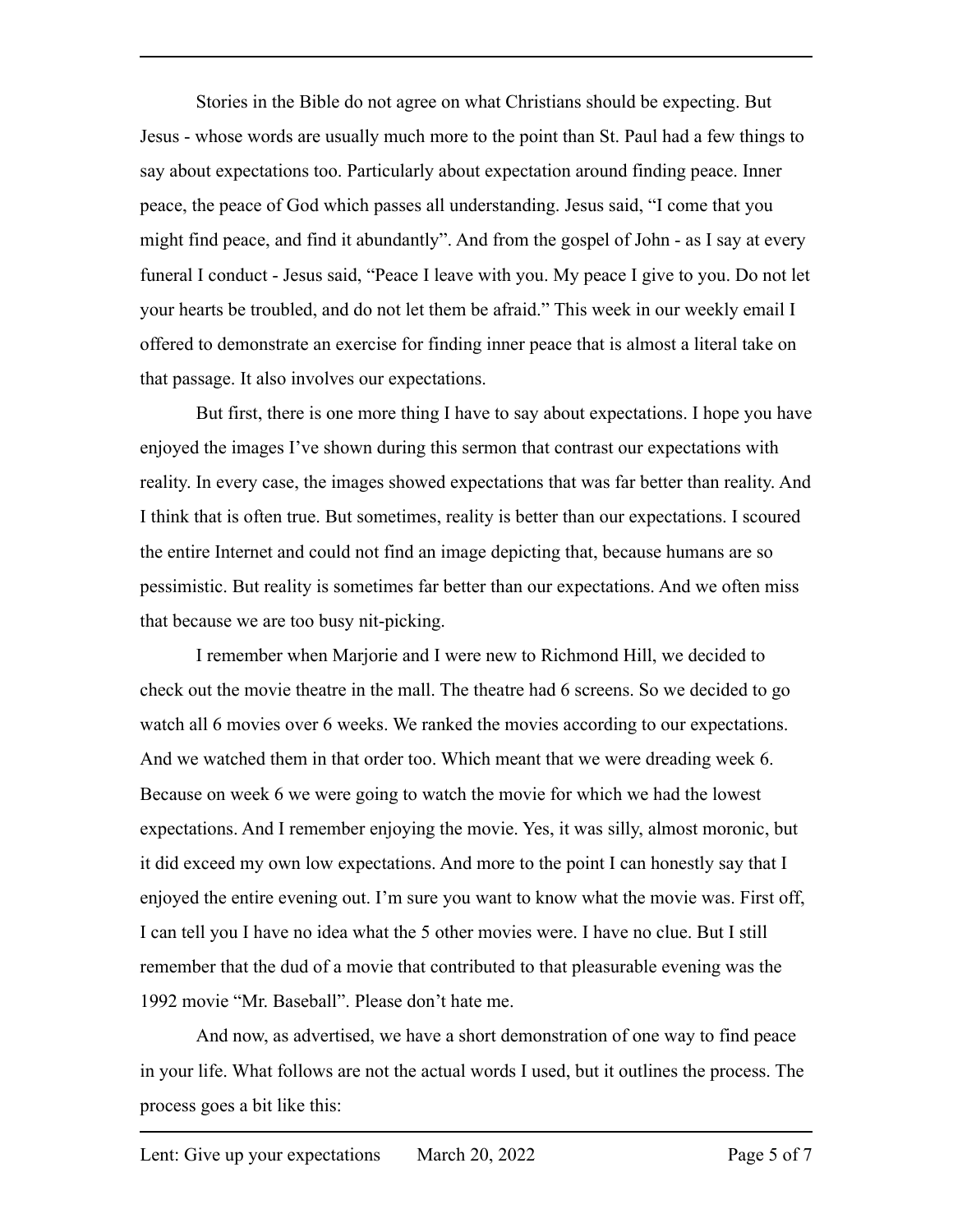Stories in the Bible do not agree on what Christians should be expecting. But Jesus - whose words are usually much more to the point than St. Paul had a few things to say about expectations too. Particularly about expectation around finding peace. Inner peace, the peace of God which passes all understanding. Jesus said, "I come that you might find peace, and find it abundantly". And from the gospel of John - as I say at every funeral I conduct - Jesus said, "Peace I leave with you. My peace I give to you. Do not let your hearts be troubled, and do not let them be afraid." This week in our weekly email I offered to demonstrate an exercise for finding inner peace that is almost a literal take on that passage. It also involves our expectations.

But first, there is one more thing I have to say about expectations. I hope you have enjoyed the images I've shown during this sermon that contrast our expectations with reality. In every case, the images showed expectations that was far better than reality. And I think that is often true. But sometimes, reality is better than our expectations. I scoured the entire Internet and could not find an image depicting that, because humans are so pessimistic. But reality is sometimes far better than our expectations. And we often miss that because we are too busy nit-picking.

I remember when Marjorie and I were new to Richmond Hill, we decided to check out the movie theatre in the mall. The theatre had 6 screens. So we decided to go watch all 6 movies over 6 weeks. We ranked the movies according to our expectations. And we watched them in that order too. Which meant that we were dreading week 6. Because on week 6 we were going to watch the movie for which we had the lowest expectations. And I remember enjoying the movie. Yes, it was silly, almost moronic, but it did exceed my own low expectations. And more to the point I can honestly say that I enjoyed the entire evening out. I'm sure you want to know what the movie was. First off, I can tell you I have no idea what the 5 other movies were. I have no clue. But I still remember that the dud of a movie that contributed to that pleasurable evening was the 1992 movie "Mr. Baseball". Please don't hate me.

And now, as advertised, we have a short demonstration of one way to find peace in your life. What follows are not the actual words I used, but it outlines the process. The process goes a bit like this: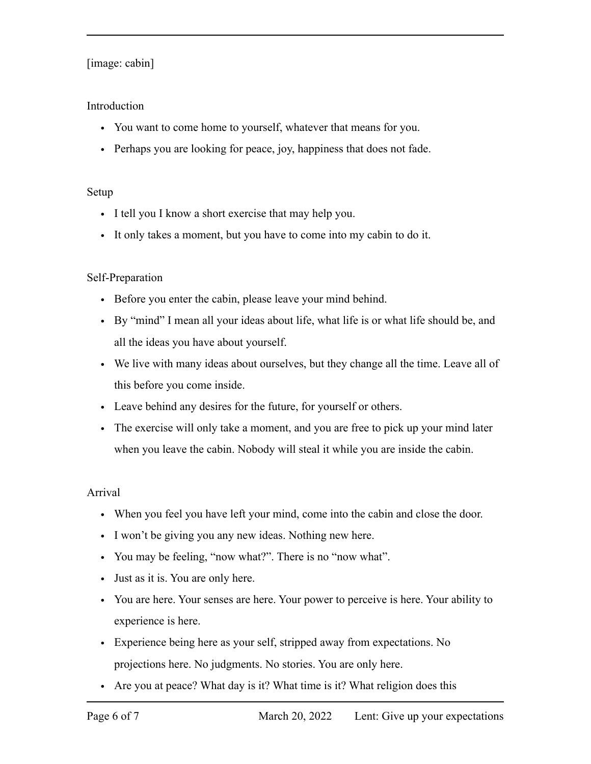[image: cabin]

Introduction

- You want to come home to yourself, whatever that means for you.
- Perhaps you are looking for peace, joy, happiness that does not fade.

Setup

- I tell you I know a short exercise that may help you.
- It only takes a moment, but you have to come into my cabin to do it.

Self-Preparation

- Before you enter the cabin, please leave your mind behind.
- By "mind" I mean all your ideas about life, what life is or what life should be, and all the ideas you have about yourself.
- We live with many ideas about ourselves, but they change all the time. Leave all of this before you come inside.
- Leave behind any desires for the future, for yourself or others.
- The exercise will only take a moment, and you are free to pick up your mind later when you leave the cabin. Nobody will steal it while you are inside the cabin.

Arrival

- When you feel you have left your mind, come into the cabin and close the door.
- I won't be giving you any new ideas. Nothing new here.
- You may be feeling, "now what?". There is no "now what".
- Just as it is. You are only here.
- You are here. Your senses are here. Your power to perceive is here. Your ability to experience is here.
- Experience being here as your self, stripped away from expectations. No projections here. No judgments. No stories. You are only here.
- Are you at peace? What day is it? What time is it? What religion does this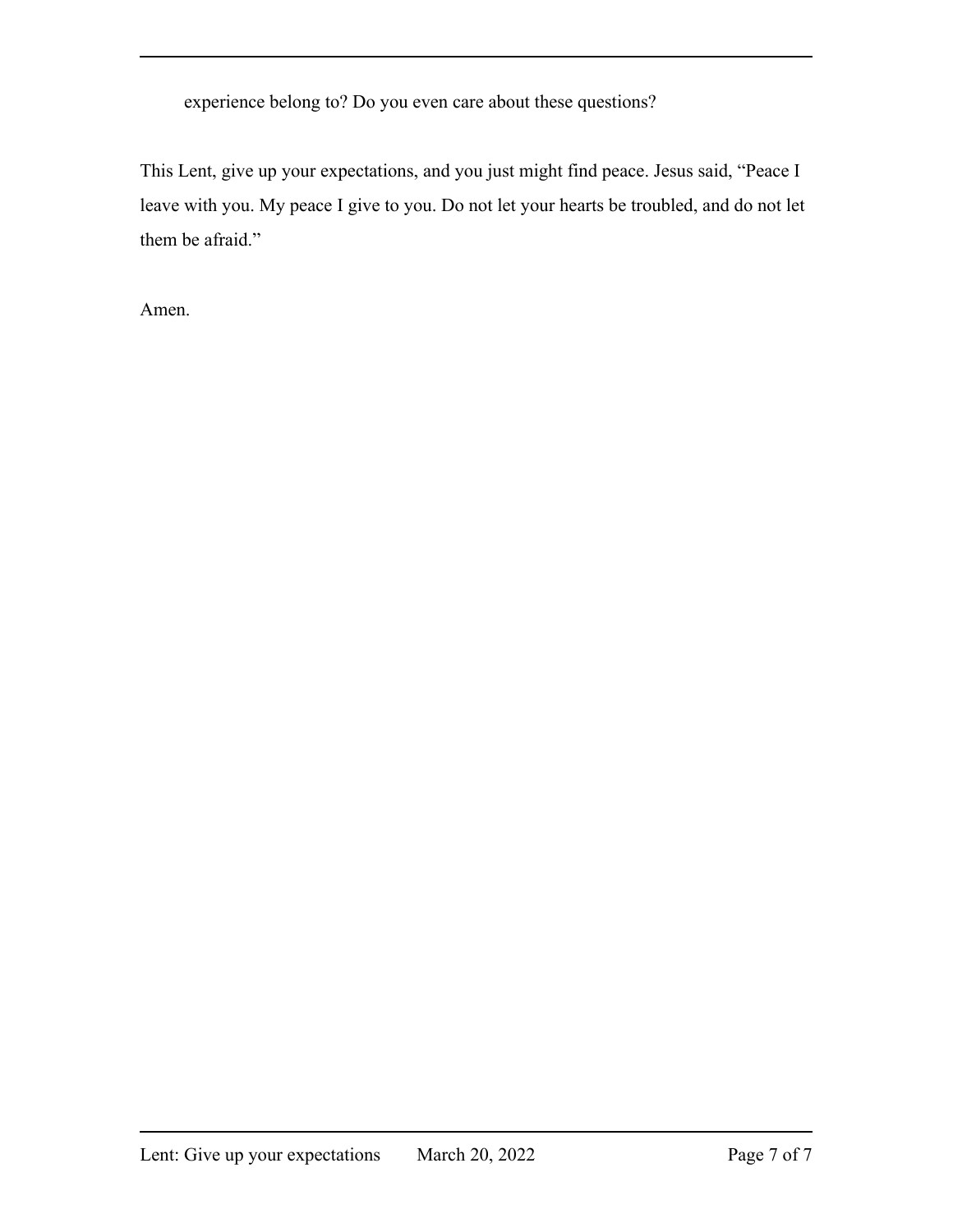experience belong to? Do you even care about these questions?

This Lent, give up your expectations, and you just might find peace. Jesus said, “Peace I leave with you. My peace I give to you. Do not let your hearts be troubled, and do not let them be afraid.”

Amen.